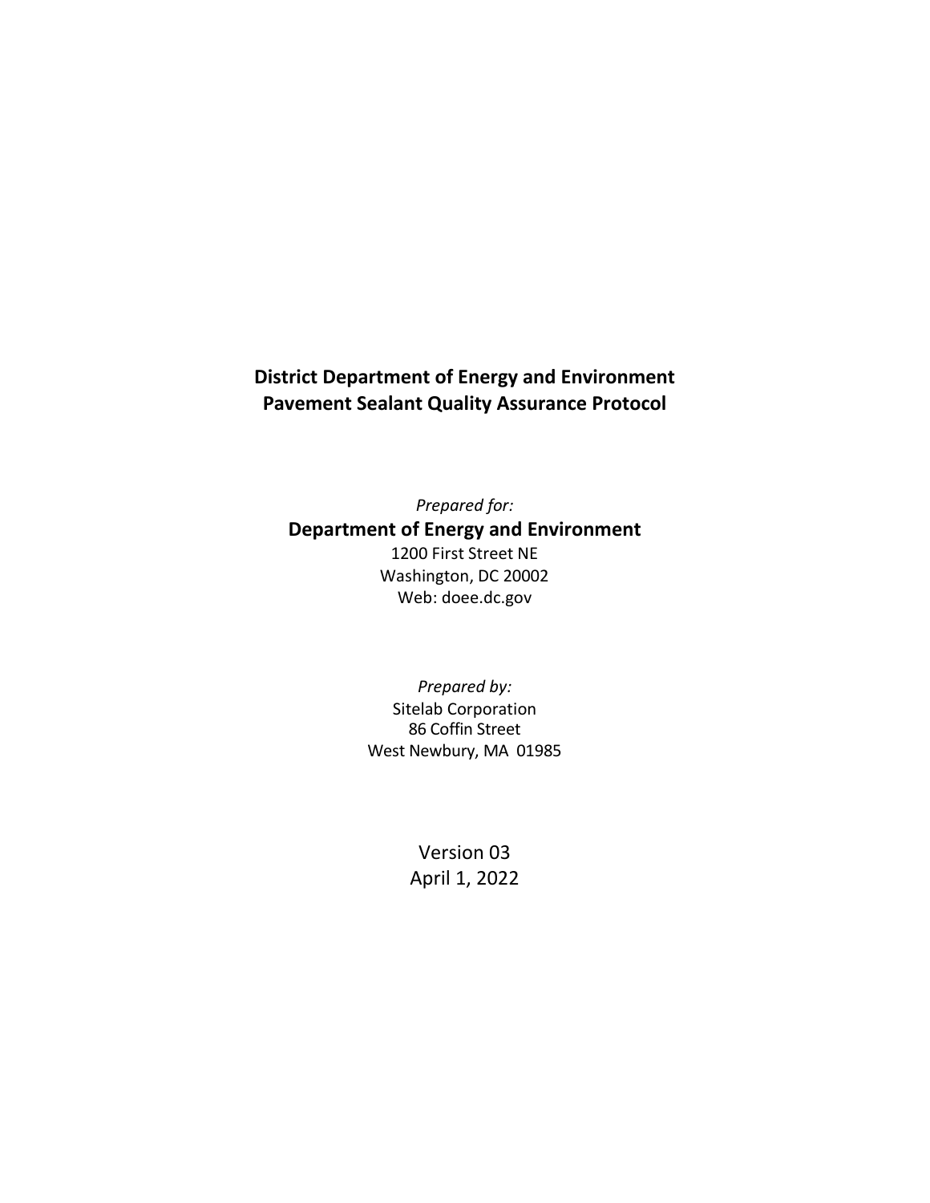# District Department of Energy and Environment
# Pavement Sealant Quality Assurance Protocol

*Prepared for:*

**Department of Energy and Environment**

1200 First Street NE
Washington, DC 20002
Web: doee.dc.gov

*Prepared by:*

Sitelab Corporation
86 Coffin Street
West Newbury, MA 01985

Version 03
April 1, 2022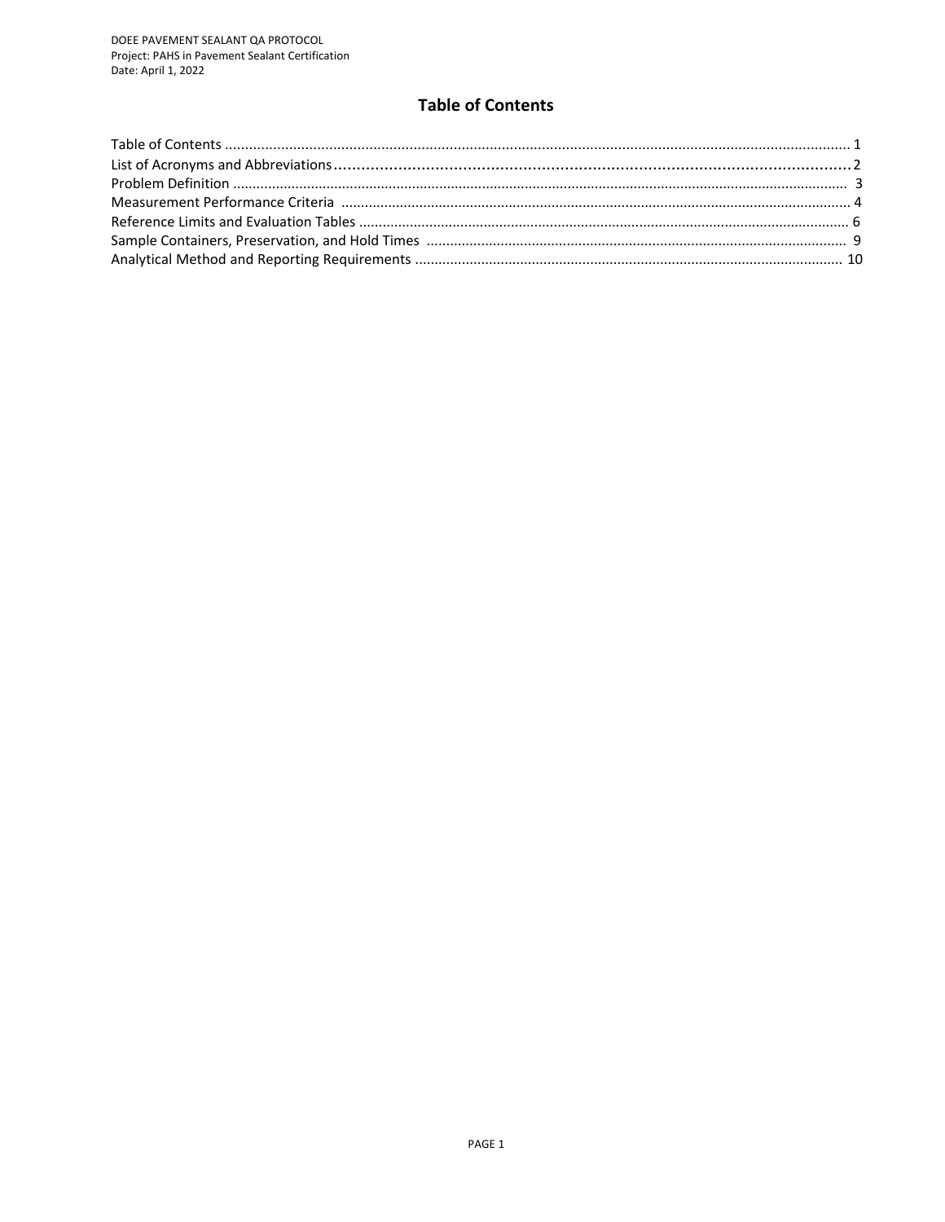# Table of Contents

Table of Contents ........................................................................................................................................................ 1
List of Acronyms and Abbreviations ............................................................................................................ 2
Problem Definition ....................................................................................................................................... 3
Measurement Performance Criteria ............................................................................................................. 4
Reference Limits and Evaluation Tables ...................................................................................................... 6
Sample Containers, Preservation, and Hold Times ...................................................................................... 9
Analytical Method and Reporting Requirements ........................................................................................ 10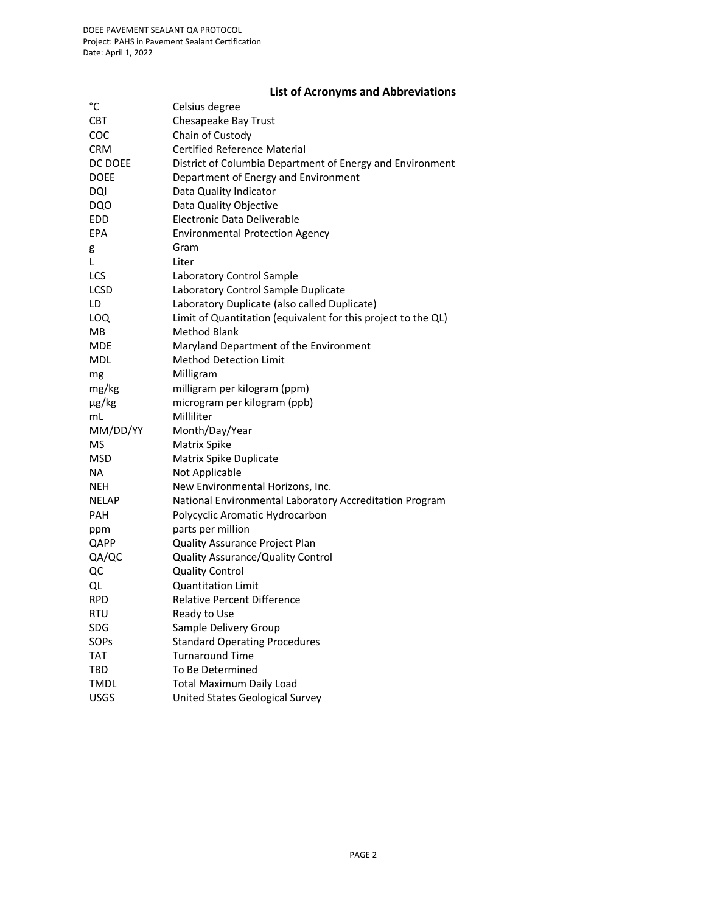## List of Acronyms and Abbreviations

| | |
|---|---|
| °C | Celsius degree |
| CBT | Chesapeake Bay Trust |
| COC | Chain of Custody |
| CRM | Certified Reference Material |
| DC DOEE | District of Columbia Department of Energy and Environment |
| DOEE | Department of Energy and Environment |
| DQI | Data Quality Indicator |
| DQO | Data Quality Objective |
| EDD | Electronic Data Deliverable |
| EPA | Environmental Protection Agency |
| g | Gram |
| L | Liter |
| LCS | Laboratory Control Sample |
| LCSD | Laboratory Control Sample Duplicate |
| LD | Laboratory Duplicate (also called Duplicate) |
| LOQ | Limit of Quantitation (equivalent for this project to the QL) |
| MB | Method Blank |
| MDE | Maryland Department of the Environment |
| MDL | Method Detection Limit |
| mg | Milligram |
| mg/kg | milligram per kilogram (ppm) |
| µg/kg | microgram per kilogram (ppb) |
| mL | Milliliter |
| MM/DD/YY | Month/Day/Year |
| MS | Matrix Spike |
| MSD | Matrix Spike Duplicate |
| NA | Not Applicable |
| NEH | New Environmental Horizons, Inc. |
| NELAP | National Environmental Laboratory Accreditation Program |
| PAH | Polycyclic Aromatic Hydrocarbon |
| ppm | parts per million |
| QAPP | Quality Assurance Project Plan |
| QA/QC | Quality Assurance/Quality Control |
| QC | Quality Control |
| QL | Quantitation Limit |
| RPD | Relative Percent Difference |
| RTU | Ready to Use |
| SDG | Sample Delivery Group |
| SOPs | Standard Operating Procedures |
| TAT | Turnaround Time |
| TBD | To Be Determined |
| TMDL | Total Maximum Daily Load |
| USGS | United States Geological Survey |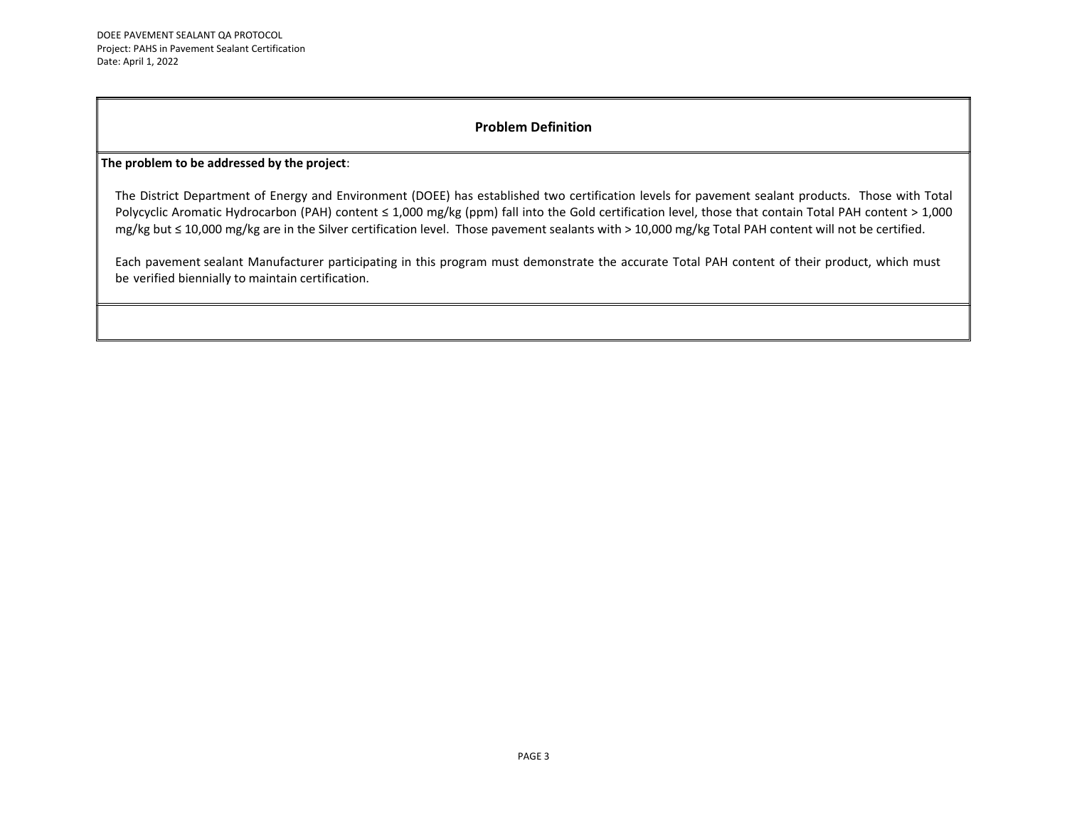## Problem Definition

**The problem to be addressed by the project**:

The District Department of Energy and Environment (DOEE) has established two certification levels for pavement sealant products. Those with Total Polycyclic Aromatic Hydrocarbon (PAH) content ≤ 1,000 mg/kg (ppm) fall into the Gold certification level, those that contain Total PAH content > 1,000 mg/kg but ≤ 10,000 mg/kg are in the Silver certification level. Those pavement sealants with > 10,000 mg/kg Total PAH content will not be certified.

Each pavement sealant Manufacturer participating in this program must demonstrate the accurate Total PAH content of their product, which must be verified biennially to maintain certification.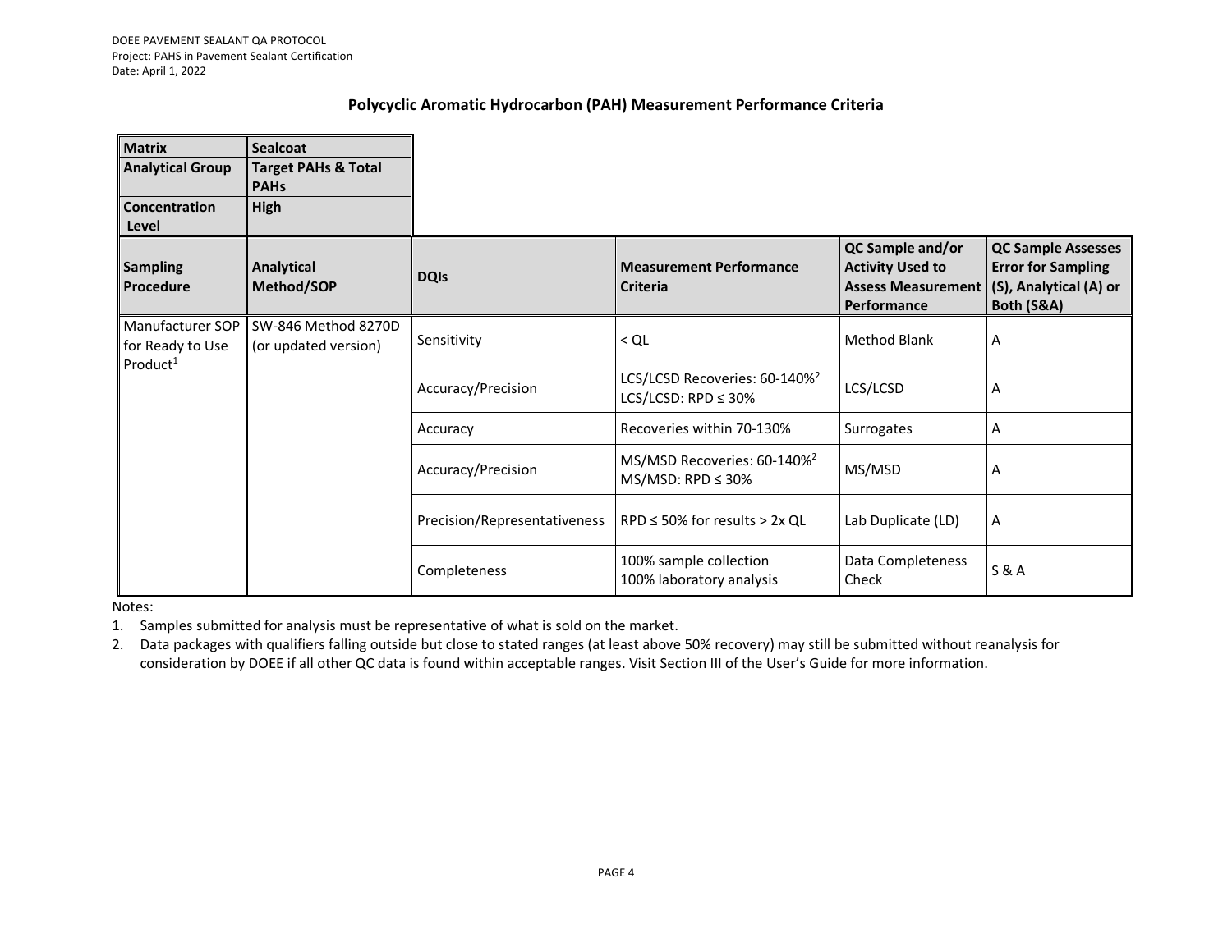## Polycyclic Aromatic Hydrocarbon (PAH) Measurement Performance Criteria

| Matrix | Sealcoat |
|---|---|
| **Analytical Group** | **Target PAHs & Total PAHs** |
| **Concentration Level** | **High** |

| Sampling Procedure | Analytical Method/SOP | DQIs | Measurement Performance Criteria | QC Sample and/or Activity Used to Assess Measurement Performance | QC Sample Assesses Error for Sampling (S), Analytical (A) or Both (S&A) |
|---|---|---|---|---|---|
| Manufacturer SOP for Ready to Use Product[1] | SW-846 Method 8270D (or updated version) | Sensitivity | < QL | Method Blank | A |
| | | Accuracy/Precision | LCS/LCSD Recoveries: 60-140%[2]<br>LCS/LCSD: RPD ≤ 30% | LCS/LCSD | A |
| | | Accuracy | Recoveries within 70-130% | Surrogates | A |
| | | Accuracy/Precision | MS/MSD Recoveries: 60-140%[2]<br>MS/MSD: RPD ≤ 30% | MS/MSD | A |
| | | Precision/Representativeness | RPD ≤ 50% for results > 2x QL | Lab Duplicate (LD) | A |
| | | Completeness | 100% sample collection<br>100% laboratory analysis | Data Completeness Check | S & A |

Notes:

1. Samples submitted for analysis must be representative of what is sold on the market.
2. Data packages with qualifiers falling outside but close to stated ranges (at least above 50% recovery) may still be submitted without reanalysis for consideration by DOEE if all other QC data is found within acceptable ranges. Visit Section III of the User's Guide for more information.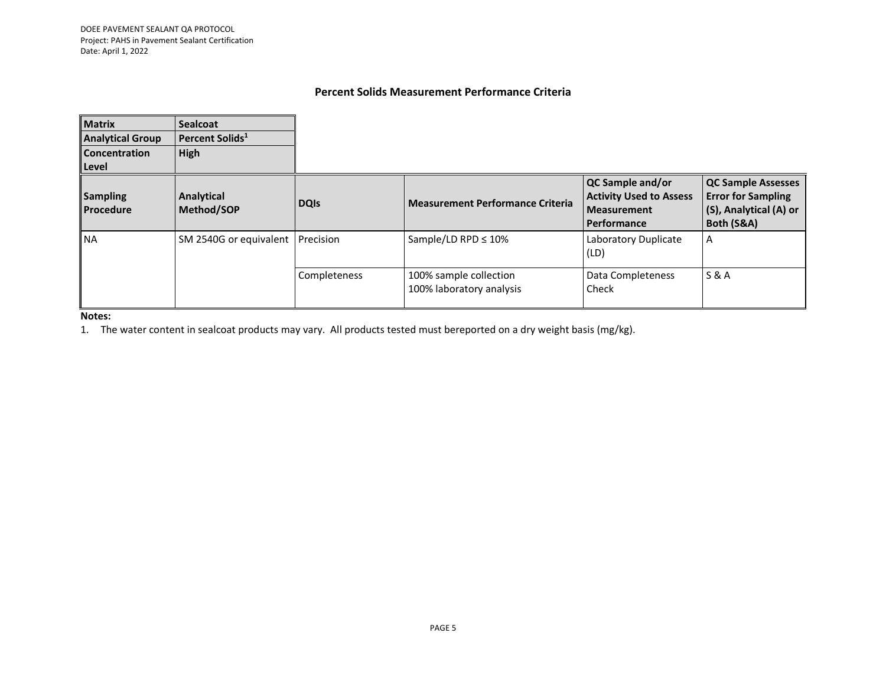## Percent Solids Measurement Performance Criteria

| Matrix | Sealcoat |
|---|---|
| **Analytical Group** | **Percent Solids[1]** |
| **Concentration Level** | **High** |

| Sampling Procedure | Analytical Method/SOP | DQIs | Measurement Performance Criteria | QC Sample and/or Activity Used to Assess Measurement Performance | QC Sample Assesses Error for Sampling (S), Analytical (A) or Both (S&A) |
|---|---|---|---|---|---|
| NA | SM 2540G or equivalent | Precision | Sample/LD RPD ≤ 10% | Laboratory Duplicate (LD) | A |
| | | Completeness | 100% sample collection<br>100% laboratory analysis | Data Completeness Check | S & A |

**Notes:**

1. The water content in sealcoat products may vary. All products tested must bereported on a dry weight basis (mg/kg).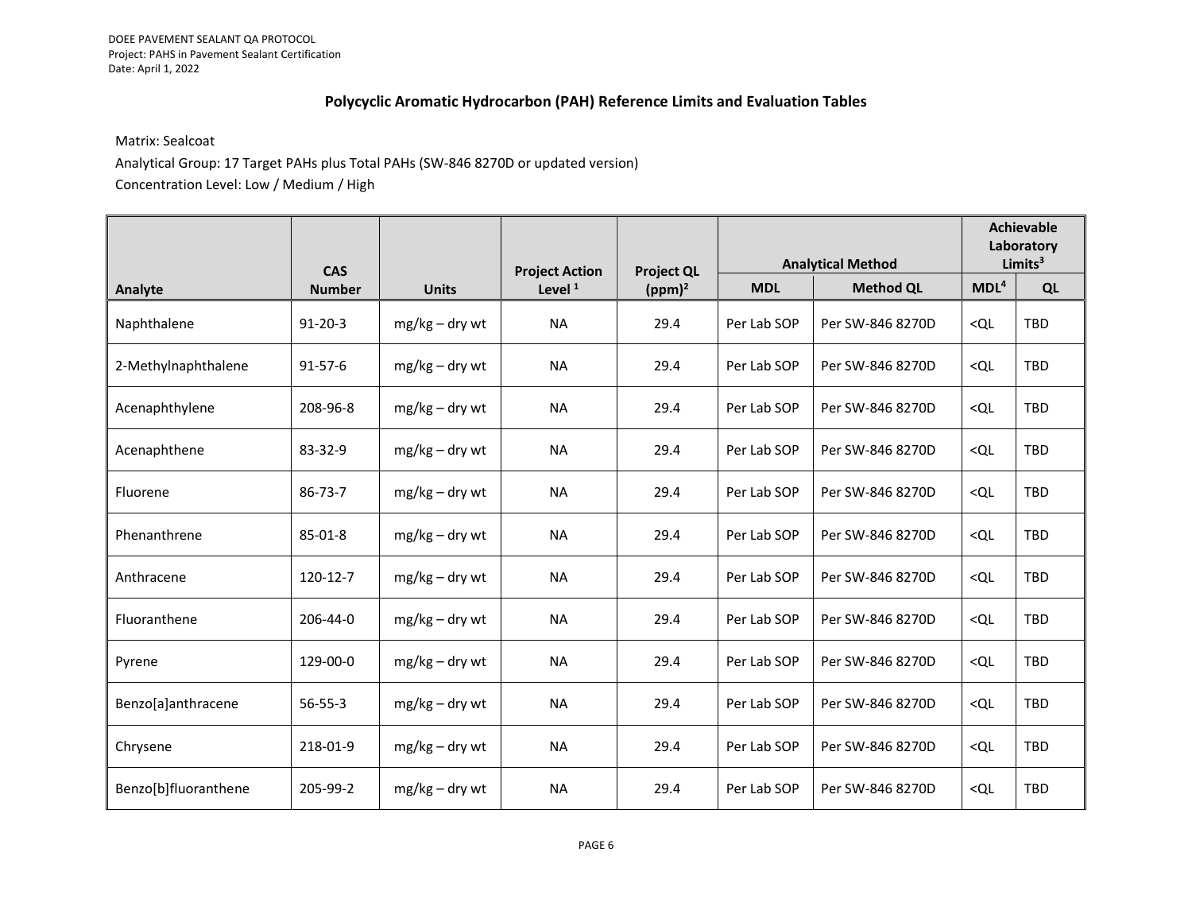## Polycyclic Aromatic Hydrocarbon (PAH) Reference Limits and Evaluation Tables

Matrix: Sealcoat

Analytical Group: 17 Target PAHs plus Total PAHs (SW-846 8270D or updated version)

Concentration Level: Low / Medium / High

| Analyte | CAS Number | Units | Project Action Level [1] | Project QL (ppm)[2] | Analytical Method | | Achievable Laboratory Limits[3] | |
|---|---|---|---|---|---|---|---|---|
| | | | | | MDL | Method QL | MDL[4] | QL |
| Naphthalene | 91-20-3 | mg/kg – dry wt | NA | 29.4 | Per Lab SOP | Per SW-846 8270D | <QL | TBD |
| 2-Methylnaphthalene | 91-57-6 | mg/kg – dry wt | NA | 29.4 | Per Lab SOP | Per SW-846 8270D | <QL | TBD |
| Acenaphthylene | 208-96-8 | mg/kg – dry wt | NA | 29.4 | Per Lab SOP | Per SW-846 8270D | <QL | TBD |
| Acenaphthene | 83-32-9 | mg/kg – dry wt | NA | 29.4 | Per Lab SOP | Per SW-846 8270D | <QL | TBD |
| Fluorene | 86-73-7 | mg/kg – dry wt | NA | 29.4 | Per Lab SOP | Per SW-846 8270D | <QL | TBD |
| Phenanthrene | 85-01-8 | mg/kg – dry wt | NA | 29.4 | Per Lab SOP | Per SW-846 8270D | <QL | TBD |
| Anthracene | 120-12-7 | mg/kg – dry wt | NA | 29.4 | Per Lab SOP | Per SW-846 8270D | <QL | TBD |
| Fluoranthene | 206-44-0 | mg/kg – dry wt | NA | 29.4 | Per Lab SOP | Per SW-846 8270D | <QL | TBD |
| Pyrene | 129-00-0 | mg/kg – dry wt | NA | 29.4 | Per Lab SOP | Per SW-846 8270D | <QL | TBD |
| Benzo[a]anthracene | 56-55-3 | mg/kg – dry wt | NA | 29.4 | Per Lab SOP | Per SW-846 8270D | <QL | TBD |
| Chrysene | 218-01-9 | mg/kg – dry wt | NA | 29.4 | Per Lab SOP | Per SW-846 8270D | <QL | TBD |
| Benzo[b]fluoranthene | 205-99-2 | mg/kg – dry wt | NA | 29.4 | Per Lab SOP | Per SW-846 8270D | <QL | TBD |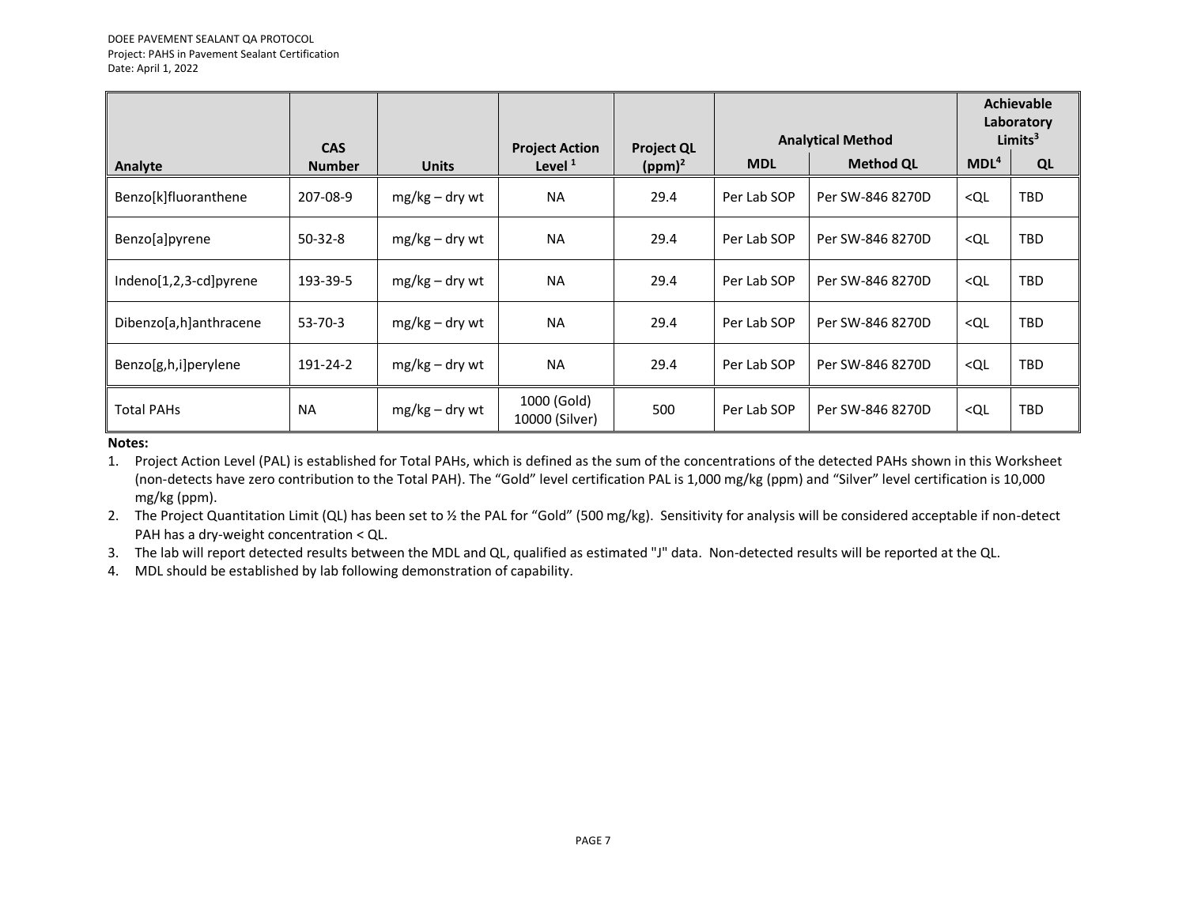| Analyte | CAS Number | Units | Project Action Level [1] | Project QL (ppm)[2] | Analytical Method | | Achievable Laboratory Limits[3] | |
|---|---|---|---|---|---|---|---|---|
| | | | | | MDL | Method QL | MDL[4] | QL |
| Benzo[k]fluoranthene | 207-08-9 | mg/kg – dry wt | NA | 29.4 | Per Lab SOP | Per SW-846 8270D | <QL | TBD |
| Benzo[a]pyrene | 50-32-8 | mg/kg – dry wt | NA | 29.4 | Per Lab SOP | Per SW-846 8270D | <QL | TBD |
| Indeno[1,2,3-cd]pyrene | 193-39-5 | mg/kg – dry wt | NA | 29.4 | Per Lab SOP | Per SW-846 8270D | <QL | TBD |
| Dibenzo[a,h]anthracene | 53-70-3 | mg/kg – dry wt | NA | 29.4 | Per Lab SOP | Per SW-846 8270D | <QL | TBD |
| Benzo[g,h,i]perylene | 191-24-2 | mg/kg – dry wt | NA | 29.4 | Per Lab SOP | Per SW-846 8270D | <QL | TBD |
| Total PAHs | NA | mg/kg – dry wt | 1000 (Gold) 10000 (Silver) | 500 | Per Lab SOP | Per SW-846 8270D | <QL | TBD |

**Notes:**

1. Project Action Level (PAL) is established for Total PAHs, which is defined as the sum of the concentrations of the detected PAHs shown in this Worksheet (non-detects have zero contribution to the Total PAH). The "Gold" level certification PAL is 1,000 mg/kg (ppm) and "Silver" level certification is 10,000 mg/kg (ppm).
2. The Project Quantitation Limit (QL) has been set to ½ the PAL for "Gold" (500 mg/kg). Sensitivity for analysis will be considered acceptable if non-detect PAH has a dry-weight concentration < QL.
3. The lab will report detected results between the MDL and QL, qualified as estimated "J" data. Non-detected results will be reported at the QL.
4. MDL should be established by lab following demonstration of capability.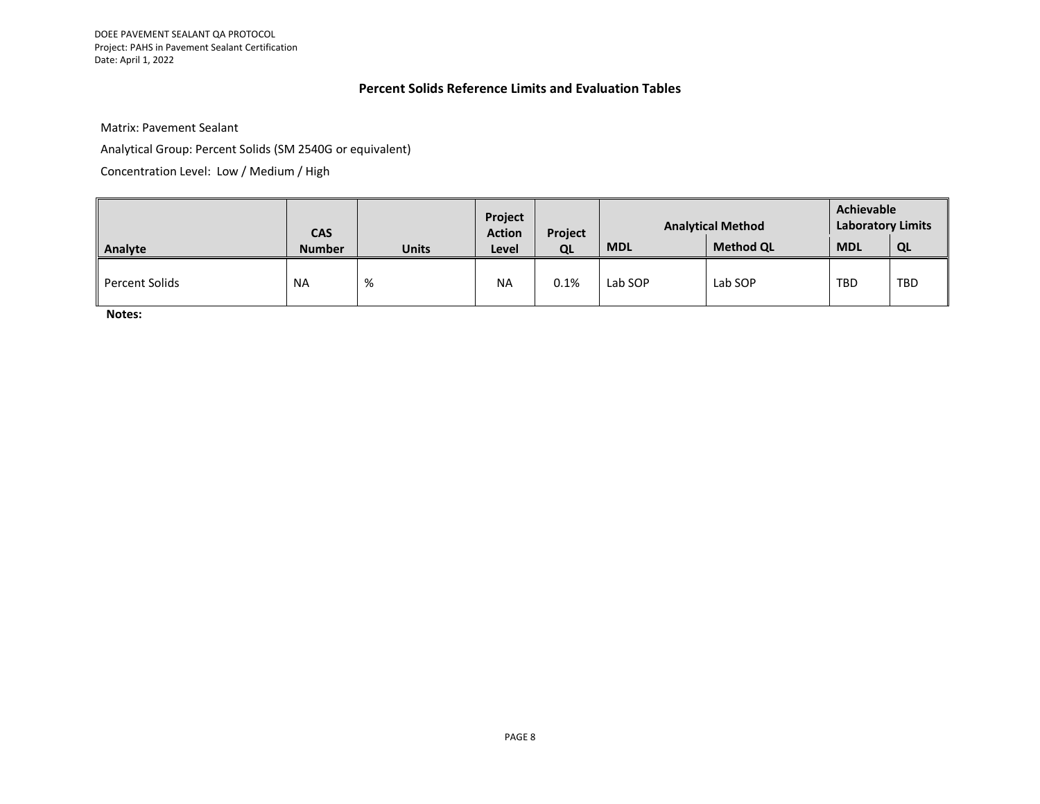## Percent Solids Reference Limits and Evaluation Tables

Matrix: Pavement Sealant

Analytical Group: Percent Solids (SM 2540G or equivalent)

Concentration Level: Low / Medium / High

| Analyte | CAS Number | Units | Project Action Level | Project QL | Analytical Method | | Achievable Laboratory Limits | |
|---|---|---|---|---|---|---|---|---|
| | | | | | MDL | Method QL | MDL | QL |
| Percent Solids | NA | % | NA | 0.1% | Lab SOP | Lab SOP | TBD | TBD |

**Notes:**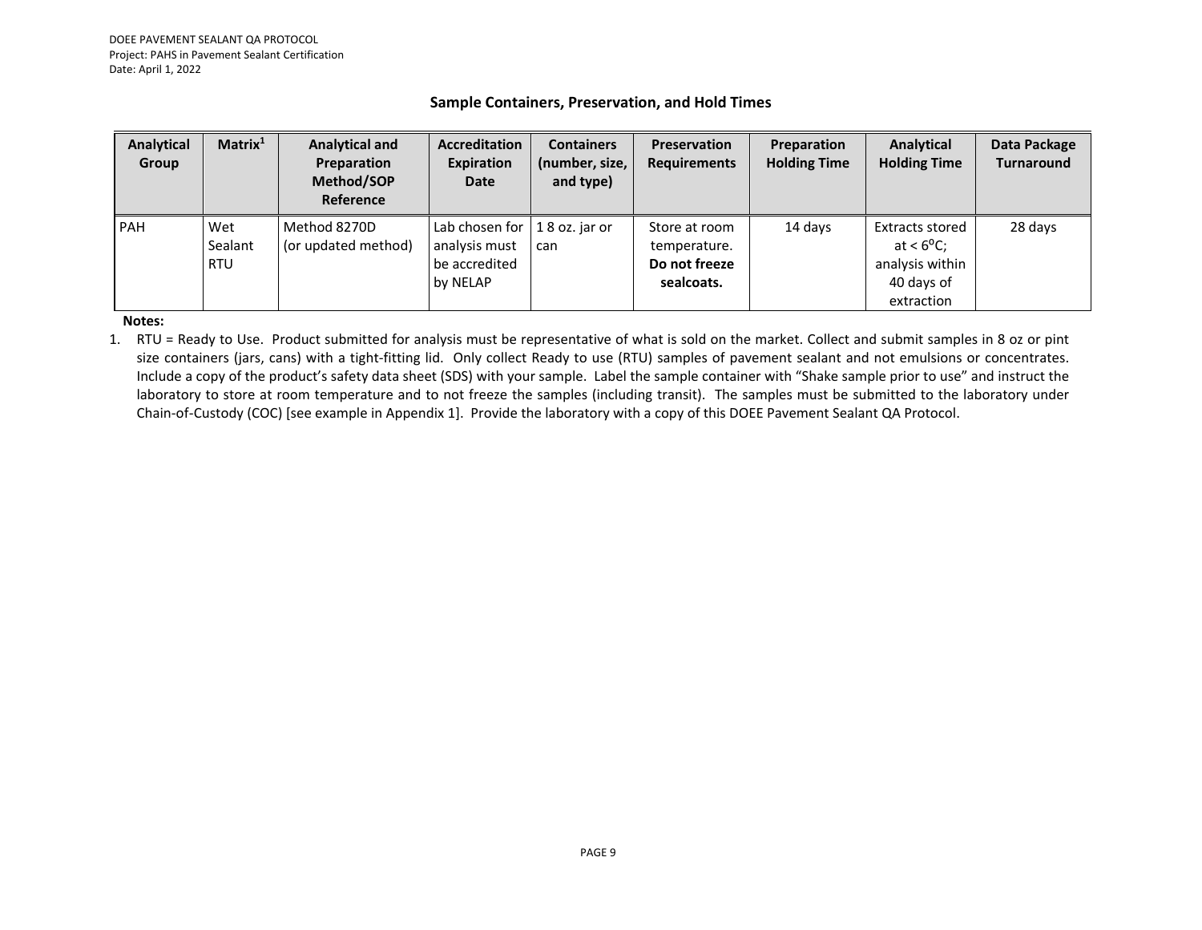## Sample Containers, Preservation, and Hold Times

| Analytical Group | Matrix[1] | Analytical and Preparation Method/SOP Reference | Accreditation Expiration Date | Containers (number, size, and type) | Preservation Requirements | Preparation Holding Time | Analytical Holding Time | Data Package Turnaround |
|---|---|---|---|---|---|---|---|---|
| PAH | Wet Sealant RTU | Method 8270D (or updated method) | Lab chosen for analysis must be accredited by NELAP | 1 8 oz. jar or can | Store at room temperature. **Do not freeze sealcoats.** | 14 days | Extracts stored at < $6^{0}$C; analysis within 40 days of extraction | 28 days |

**Notes:**

1. RTU = Ready to Use. Product submitted for analysis must be representative of what is sold on the market. Collect and submit samples in 8 oz or pint size containers (jars, cans) with a tight-fitting lid. Only collect Ready to use (RTU) samples of pavement sealant and not emulsions or concentrates. Include a copy of the product's safety data sheet (SDS) with your sample. Label the sample container with "Shake sample prior to use" and instruct the laboratory to store at room temperature and to not freeze the samples (including transit). The samples must be submitted to the laboratory under Chain-of-Custody (COC) [see example in Appendix 1]. Provide the laboratory with a copy of this DOEE Pavement Sealant QA Protocol.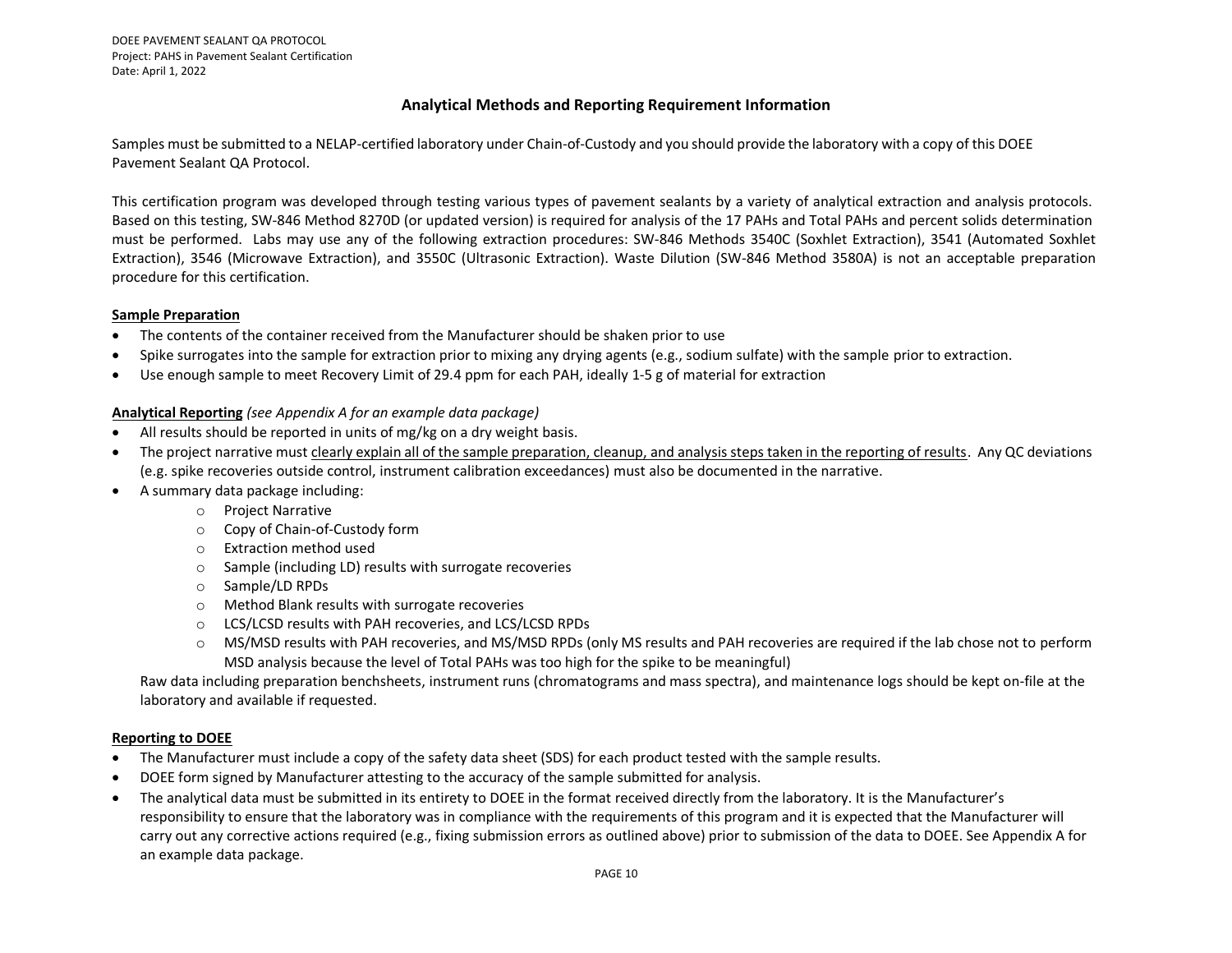## Analytical Methods and Reporting Requirement Information

Samples must be submitted to a NELAP-certified laboratory under Chain-of-Custody and you should provide the laboratory with a copy of this DOEE Pavement Sealant QA Protocol.

This certification program was developed through testing various types of pavement sealants by a variety of analytical extraction and analysis protocols. Based on this testing, SW-846 Method 8270D (or updated version) is required for analysis of the 17 PAHs and Total PAHs and percent solids determination must be performed. Labs may use any of the following extraction procedures: SW-846 Methods 3540C (Soxhlet Extraction), 3541 (Automated Soxhlet Extraction), 3546 (Microwave Extraction), and 3550C (Ultrasonic Extraction). Waste Dilution (SW-846 Method 3580A) is not an acceptable preparation procedure for this certification.

**Sample Preparation**

- The contents of the container received from the Manufacturer should be shaken prior to use
- Spike surrogates into the sample for extraction prior to mixing any drying agents (e.g., sodium sulfate) with the sample prior to extraction.
- Use enough sample to meet Recovery Limit of 29.4 ppm for each PAH, ideally 1-5 g of material for extraction

**Analytical Reporting** *(see Appendix A for an example data package)*

- All results should be reported in units of mg/kg on a dry weight basis.
- The project narrative must clearly explain all of the sample preparation, cleanup, and analysis steps taken in the reporting of results. Any QC deviations (e.g. spike recoveries outside control, instrument calibration exceedances) must also be documented in the narrative.
- A summary data package including:
  - Project Narrative
  - Copy of Chain-of-Custody form
  - Extraction method used
  - Sample (including LD) results with surrogate recoveries
  - Sample/LD RPDs
  - Method Blank results with surrogate recoveries
  - LCS/LCSD results with PAH recoveries, and LCS/LCSD RPDs
  - MS/MSD results with PAH recoveries, and MS/MSD RPDs (only MS results and PAH recoveries are required if the lab chose not to perform MSD analysis because the level of Total PAHs was too high for the spike to be meaningful)

  Raw data including preparation benchsheets, instrument runs (chromatograms and mass spectra), and maintenance logs should be kept on-file at the laboratory and available if requested.

**Reporting to DOEE**

- The Manufacturer must include a copy of the safety data sheet (SDS) for each product tested with the sample results.
- DOEE form signed by Manufacturer attesting to the accuracy of the sample submitted for analysis.
- The analytical data must be submitted in its entirety to DOEE in the format received directly from the laboratory. It is the Manufacturer's responsibility to ensure that the laboratory was in compliance with the requirements of this program and it is expected that the Manufacturer will carry out any corrective actions required (e.g., fixing submission errors as outlined above) prior to submission of the data to DOEE. See Appendix A for an example data package.